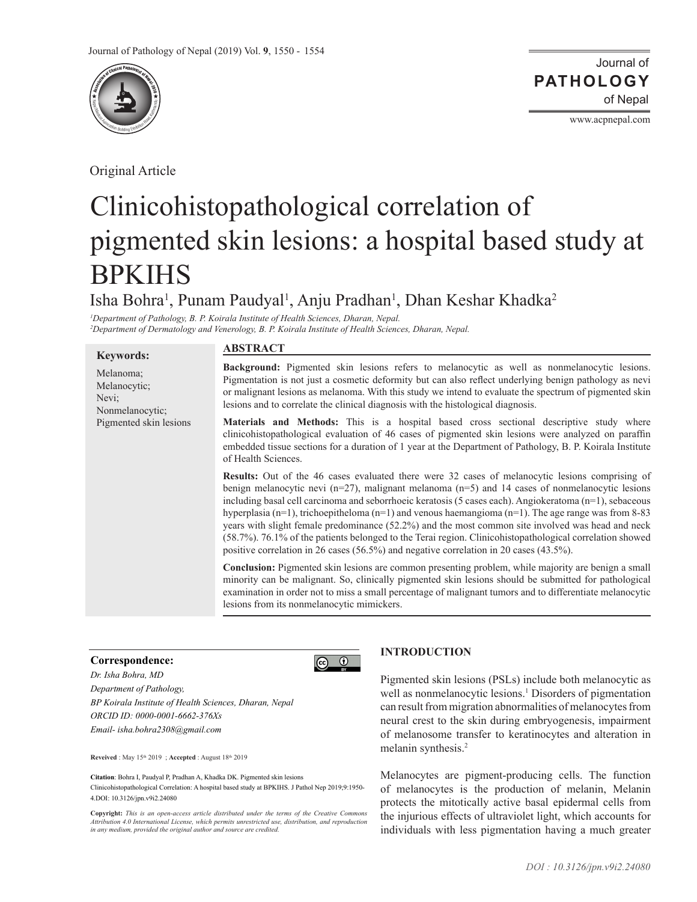Original Article

# Clinicohistopathological correlation of pigmented skin lesions: a hospital based study at BPKIHS

Isha Bohra[1], Punam Paudyal[1], Anju Pradhan[1], Dhan Keshar Khadka[2]

*[1]Department of Pathology, B. P. Koirala Institute of Health Sciences, Dharan, Nepal.*
*[2]Department of Dermatology and Venerology, B. P. Koirala Institute of Health Sciences, Dharan, Nepal.*

**Keywords:**

Melanoma; Melanocytic; Nevi; Nonmelanocytic; Pigmented skin lesions

## ABSTRACT

**Background:** Pigmented skin lesions refers to melanocytic as well as nonmelanocytic lesions. Pigmentation is not just a cosmetic deformity but can also reflect underlying benign pathology as nevi or malignant lesions as melanoma. With this study we intend to evaluate the spectrum of pigmented skin lesions and to correlate the clinical diagnosis with the histological diagnosis.

**Materials and Methods:** This is a hospital based cross sectional descriptive study where clinicohistopathological evaluation of 46 cases of pigmented skin lesions were analyzed on paraffin embedded tissue sections for a duration of 1 year at the Department of Pathology, B. P. Koirala Institute of Health Sciences.

**Results:** Out of the 46 cases evaluated there were 32 cases of melanocytic lesions comprising of benign melanocytic nevi (n=27), malignant melanoma (n=5) and 14 cases of nonmelanocytic lesions including basal cell carcinoma and seborrhoeic keratosis (5 cases each). Angiokeratoma (n=1), sebaceous hyperplasia (n=1), trichoepitheloma (n=1) and venous haemangioma (n=1). The age range was from 8-83 years with slight female predominance (52.2%) and the most common site involved was head and neck (58.7%). 76.1% of the patients belonged to the Terai region. Clinicohistopathological correlation showed positive correlation in 26 cases (56.5%) and negative correlation in 20 cases (43.5%).

**Conclusion:** Pigmented skin lesions are common presenting problem, while majority are benign a small minority can be malignant. So, clinically pigmented skin lesions should be submitted for pathological examination in order not to miss a small percentage of malignant tumors and to differentiate melanocytic lesions from its nonmelanocytic mimickers.

**Correspondence:**
*Dr. Isha Bohra, MD*
*Department of Pathology,*
*BP Koirala Institute of Health Sciences, Dharan, Nepal*
*ORCID ID: 0000-0001-6662-376Xs*
*Email- isha.bohra2308@gmail.com*

**Reveived** : May 15th 2019 ; **Accepted** : August 18th 2019

**Citation**: Bohra I, Paudyal P, Pradhan A, Khadka DK. Pigmented skin lesions Clinicohistopathological Correlation: A hospital based study at BPKIHS. J Pathol Nep 2019;9:1950-4.DOI: 10.3126/jpn.v9i2.24080

**Copyright:** *This is an open-access article distributed under the terms of the Creative Commons Attribution 4.0 International License, which permits unrestricted use, distribution, and reproduction in any medium, provided the original author and source are credited.*

## INTRODUCTION

Pigmented skin lesions (PSLs) include both melanocytic as well as nonmelanocytic lesions.[1] Disorders of pigmentation can result from migration abnormalities of melanocytes from neural crest to the skin during embryogenesis, impairment of melanosome transfer to keratinocytes and alteration in melanin synthesis.[2]

Melanocytes are pigment-producing cells. The function of melanocytes is the production of melanin, Melanin protects the mitotically active basal epidermal cells from the injurious effects of ultraviolet light, which accounts for individuals with less pigmentation having a much greater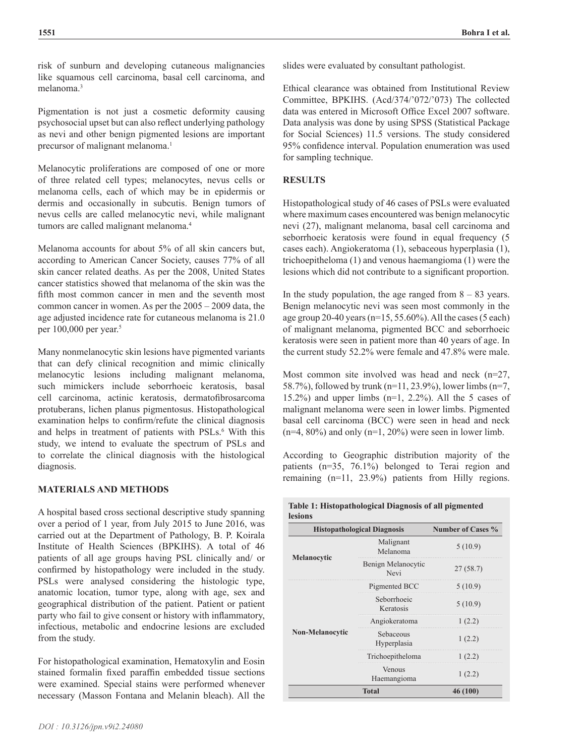risk of sunburn and developing cutaneous malignancies like squamous cell carcinoma, basal cell carcinoma, and melanoma.[3]

Pigmentation is not just a cosmetic deformity causing psychosocial upset but can also reflect underlying pathology as nevi and other benign pigmented lesions are important precursor of malignant melanoma.[1]

Melanocytic proliferations are composed of one or more of three related cell types; melanocytes, nevus cells or melanoma cells, each of which may be in epidermis or dermis and occasionally in subcutis. Benign tumors of nevus cells are called melanocytic nevi, while malignant tumors are called malignant melanoma.[4]

Melanoma accounts for about 5% of all skin cancers but, according to American Cancer Society, causes 77% of all skin cancer related deaths. As per the 2008, United States cancer statistics showed that melanoma of the skin was the fifth most common cancer in men and the seventh most common cancer in women. As per the 2005 – 2009 data, the age adjusted incidence rate for cutaneous melanoma is 21.0 per 100,000 per year.[5]

Many nonmelanocytic skin lesions have pigmented variants that can defy clinical recognition and mimic clinically melanocytic lesions including malignant melanoma, such mimickers include seborrhoeic keratosis, basal cell carcinoma, actinic keratosis, dermatofibrosarcoma protuberans, lichen planus pigmentosus. Histopathological examination helps to confirm/refute the clinical diagnosis and helps in treatment of patients with PSLs.[6] With this study, we intend to evaluate the spectrum of PSLs and to correlate the clinical diagnosis with the histological diagnosis.

## MATERIALS AND METHODS

A hospital based cross sectional descriptive study spanning over a period of 1 year, from July 2015 to June 2016, was carried out at the Department of Pathology, B. P. Koirala Institute of Health Sciences (BPKIHS). A total of 46 patients of all age groups having PSL clinically and/ or confirmed by histopathology were included in the study. PSLs were analysed considering the histologic type, anatomic location, tumor type, along with age, sex and geographical distribution of the patient. Patient or patient party who fail to give consent or history with inflammatory, infectious, metabolic and endocrine lesions are excluded from the study.

For histopathological examination, Hematoxylin and Eosin stained formalin fixed paraffin embedded tissue sections were examined. Special stains were performed whenever necessary (Masson Fontana and Melanin bleach). All the slides were evaluated by consultant pathologist.

Ethical clearance was obtained from Institutional Review Committee, BPKIHS. (Acd/374/'072/'073) The collected data was entered in Microsoft Office Excel 2007 software. Data analysis was done by using SPSS (Statistical Package for Social Sciences) 11.5 versions. The study considered 95% confidence interval. Population enumeration was used for sampling technique.

## RESULTS

Histopathological study of 46 cases of PSLs were evaluated where maximum cases encountered was benign melanocytic nevi (27), malignant melanoma, basal cell carcinoma and seborrhoeic keratosis were found in equal frequency (5 cases each). Angiokeratoma (1), sebaceous hyperplasia (1), trichoepitheloma (1) and venous haemangioma (1) were the lesions which did not contribute to a significant proportion.

In the study population, the age ranged from 8 – 83 years. Benign melanocytic nevi was seen most commonly in the age group 20-40 years (n=15, 55.60%). All the cases (5 each) of malignant melanoma, pigmented BCC and seborrhoeic keratosis were seen in patient more than 40 years of age. In the current study 52.2% were female and 47.8% were male.

Most common site involved was head and neck (n=27, 58.7%), followed by trunk (n=11, 23.9%), lower limbs (n=7, 15.2%) and upper limbs (n=1, 2.2%). All the 5 cases of malignant melanoma were seen in lower limbs. Pigmented basal cell carcinoma (BCC) were seen in head and neck (n=4, 80%) and only (n=1, 20%) were seen in lower limb.

According to Geographic distribution majority of the patients (n=35, 76.1%) belonged to Terai region and remaining (n=11, 23.9%) patients from Hilly regions.

**Table 1: Histopathological Diagnosis of all pigmented lesions**

| Histopathological Diagnosis | | Number of Cases % |
|---|---|---|
| Melanocytic | Malignant Melanoma | 5 (10.9) |
| | Benign Melanocytic Nevi | 27 (58.7) |
| Non-Melanocytic | Pigmented BCC | 5 (10.9) |
| | Seborrhoeic Keratosis | 5 (10.9) |
| | Angiokeratoma | 1 (2.2) |
| | Sebaceous Hyperplasia | 1 (2.2) |
| | Trichoepitheloma | 1 (2.2) |
| | Venous Haemangioma | 1 (2.2) |
| **Total** | | **46 (100)** |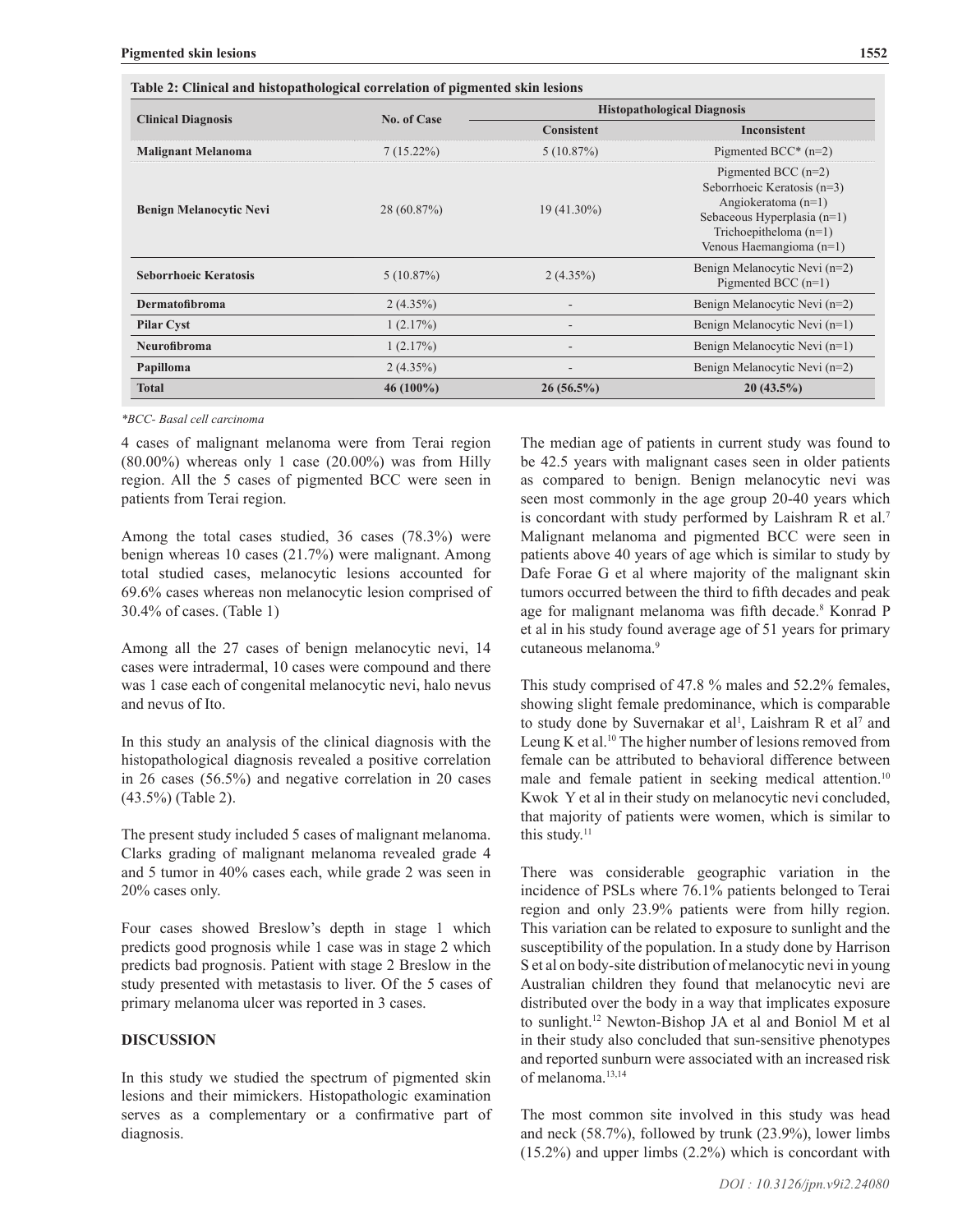Table 2: Clinical and histopathological correlation of pigmented skin lesions

| Clinical Diagnosis | No. of Case | Histopathological Diagnosis | |
|---|---|---|---|
| | | Consistent | Inconsistent |
| **Malignant Melanoma** | 7 (15.22%) | 5 (10.87%) | Pigmented BCC* (n=2) |
| **Benign Melanocytic Nevi** | 28 (60.87%) | 19 (41.30%) | Pigmented BCC (n=2) Seborrhoeic Keratosis (n=3) Angiokeratoma (n=1) Sebaceous Hyperplasia (n=1) Trichoepitheloma (n=1) Venous Haemangioma (n=1) |
| **Seborrhoeic Keratosis** | 5 (10.87%) | 2 (4.35%) | Benign Melanocytic Nevi (n=2) Pigmented BCC (n=1) |
| **Dermatofibroma** | 2 (4.35%) | - | Benign Melanocytic Nevi (n=2) |
| **Pilar Cyst** | 1 (2.17%) | - | Benign Melanocytic Nevi (n=1) |
| **Neurofibroma** | 1 (2.17%) | - | Benign Melanocytic Nevi (n=1) |
| **Papilloma** | 2 (4.35%) | - | Benign Melanocytic Nevi (n=2) |
| **Total** | **46 (100%)** | **26 (56.5%)** | **20 (43.5%)** |

*\*BCC- Basal cell carcinoma*

4 cases of malignant melanoma were from Terai region (80.00%) whereas only 1 case (20.00%) was from Hilly region. All the 5 cases of pigmented BCC were seen in patients from Terai region.

Among the total cases studied, 36 cases (78.3%) were benign whereas 10 cases (21.7%) were malignant. Among total studied cases, melanocytic lesions accounted for 69.6% cases whereas non melanocytic lesion comprised of 30.4% of cases. (Table 1)

Among all the 27 cases of benign melanocytic nevi, 14 cases were intradermal, 10 cases were compound and there was 1 case each of congenital melanocytic nevi, halo nevus and nevus of Ito.

In this study an analysis of the clinical diagnosis with the histopathological diagnosis revealed a positive correlation in 26 cases (56.5%) and negative correlation in 20 cases (43.5%) (Table 2).

The present study included 5 cases of malignant melanoma. Clarks grading of malignant melanoma revealed grade 4 and 5 tumor in 40% cases each, while grade 2 was seen in 20% cases only.

Four cases showed Breslow's depth in stage 1 which predicts good prognosis while 1 case was in stage 2 which predicts bad prognosis. Patient with stage 2 Breslow in the study presented with metastasis to liver. Of the 5 cases of primary melanoma ulcer was reported in 3 cases.

## DISCUSSION

In this study we studied the spectrum of pigmented skin lesions and their mimickers. Histopathologic examination serves as a complementary or a confirmative part of diagnosis.

The median age of patients in current study was found to be 42.5 years with malignant cases seen in older patients as compared to benign. Benign melanocytic nevi was seen most commonly in the age group 20-40 years which is concordant with study performed by Laishram R et al.[7] Malignant melanoma and pigmented BCC were seen in patients above 40 years of age which is similar to study by Dafe Forae G et al where majority of the malignant skin tumors occurred between the third to fifth decades and peak age for malignant melanoma was fifth decade.[8] Konrad P et al in his study found average age of 51 years for primary cutaneous melanoma.[9]

This study comprised of 47.8 % males and 52.2% females, showing slight female predominance, which is comparable to study done by Suvernakar et al[1], Laishram R et al[7] and Leung K et al.[10] The higher number of lesions removed from female can be attributed to behavioral difference between male and female patient in seeking medical attention.[10] Kwok Y et al in their study on melanocytic nevi concluded, that majority of patients were women, which is similar to this study.[11]

There was considerable geographic variation in the incidence of PSLs where 76.1% patients belonged to Terai region and only 23.9% patients were from hilly region. This variation can be related to exposure to sunlight and the susceptibility of the population. In a study done by Harrison S et al on body-site distribution of melanocytic nevi in young Australian children they found that melanocytic nevi are distributed over the body in a way that implicates exposure to sunlight.[12] Newton-Bishop JA et al and Boniol M et al in their study also concluded that sun-sensitive phenotypes and reported sunburn were associated with an increased risk of melanoma.[13,14]

The most common site involved in this study was head and neck (58.7%), followed by trunk (23.9%), lower limbs (15.2%) and upper limbs (2.2%) which is concordant with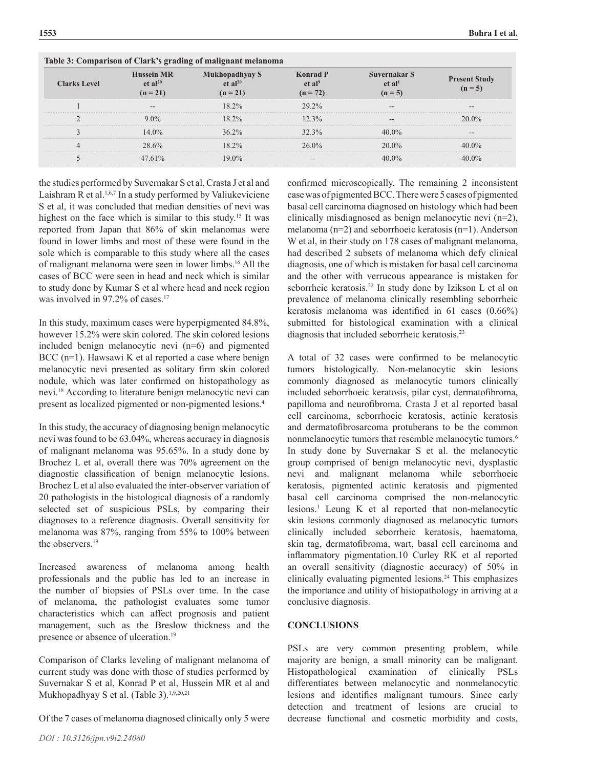**Table 3: Comparison of Clark's grading of malignant melanoma**

| Clarks Level | Hussein MR et al[20] (n = 21) | Mukhopadhyay S et al[20] (n = 21) | Konrad P et al[9] (n = 72) | Suvernakar S et al[1] (n = 5) | Present Study (n = 5) |
|---|---|---|---|---|---|
| 1 | -- | 18.2% | 29.2% | -- | -- |
| 2 | 9.0% | 18.2% | 12.3% | -- | 20.0% |
| 3 | 14.0% | 36.2% | 32.3% | 40.0% | -- |
| 4 | 28.6% | 18.2% | 26.0% | 20.0% | 40.0% |
| 5 | 47.61% | 19.0% | -- | 40.0% | 40.0% |

the studies performed by Suvernakar S et al, Crasta J et al and Laishram R et al.[1,6,7] In a study performed by Valiukeviciene S et al, it was concluded that median densities of nevi was highest on the face which is similar to this study.[15] It was reported from Japan that 86% of skin melanomas were found in lower limbs and most of these were found in the sole which is comparable to this study where all the cases of malignant melanoma were seen in lower limbs.[16] All the cases of BCC were seen in head and neck which is similar to study done by Kumar S et al where head and neck region was involved in 97.2% of cases.[17]

In this study, maximum cases were hyperpigmented 84.8%, however 15.2% were skin colored. The skin colored lesions included benign melanocytic nevi (n=6) and pigmented BCC (n=1). Hawsawi K et al reported a case where benign melanocytic nevi presented as solitary firm skin colored nodule, which was later confirmed on histopathology as nevi.[18] According to literature benign melanocytic nevi can present as localized pigmented or non-pigmented lesions.[4]

In this study, the accuracy of diagnosing benign melanocytic nevi was found to be 63.04%, whereas accuracy in diagnosis of malignant melanoma was 95.65%. In a study done by Brochez L et al, overall there was 70% agreement on the diagnostic classification of benign melanocytic lesions. Brochez L et al also evaluated the inter-observer variation of 20 pathologists in the histological diagnosis of a randomly selected set of suspicious PSLs, by comparing their diagnoses to a reference diagnosis. Overall sensitivity for melanoma was 87%, ranging from 55% to 100% between the observers.[19]

Increased awareness of melanoma among health professionals and the public has led to an increase in the number of biopsies of PSLs over time. In the case of melanoma, the pathologist evaluates some tumor characteristics which can affect prognosis and patient management, such as the Breslow thickness and the presence or absence of ulceration.[19]

Comparison of Clarks leveling of malignant melanoma of current study was done with those of studies performed by Suvernakar S et al, Konrad P et al, Hussein MR et al and Mukhopadhyay S et al. (Table 3).[1,9,20,21]

Of the 7 cases of melanoma diagnosed clinically only 5 were confirmed microscopically. The remaining 2 inconsistent case was of pigmented BCC. There were 5 cases of pigmented basal cell carcinoma diagnosed on histology which had been clinically misdiagnosed as benign melanocytic nevi (n=2), melanoma (n=2) and seborrhoeic keratosis (n=1). Anderson W et al, in their study on 178 cases of malignant melanoma, had described 2 subsets of melanoma which defy clinical diagnosis, one of which is mistaken for basal cell carcinoma and the other with verrucous appearance is mistaken for seborrheic keratosis.[22] In study done by Izikson L et al on prevalence of melanoma clinically resembling seborrheic keratosis melanoma was identified in 61 cases (0.66%) submitted for histological examination with a clinical diagnosis that included seborrheic keratosis.[23]

A total of 32 cases were confirmed to be melanocytic tumors histologically. Non-melanocytic skin lesions commonly diagnosed as melanocytic tumors clinically included seborrhoeic keratosis, pilar cyst, dermatofibroma, papilloma and neurofibroma. Crasta J et al reported basal cell carcinoma, seborrhoeic keratosis, actinic keratosis and dermatofibrosarcoma protuberans to be the common nonmelanocytic tumors that resemble melanocytic tumors.[6] In study done by Suvernakar S et al. the melanocytic group comprised of benign melanocytic nevi, dysplastic nevi and malignant melanoma while seborrhoeic keratosis, pigmented actinic keratosis and pigmented basal cell carcinoma comprised the non-melanocytic lesions.[1] Leung K et al reported that non-melanocytic skin lesions commonly diagnosed as melanocytic tumors clinically included seborrheic keratosis, haematoma, skin tag, dermatofibroma, wart, basal cell carcinoma and inflammatory pigmentation.10 Curley RK et al reported an overall sensitivity (diagnostic accuracy) of 50% in clinically evaluating pigmented lesions.[24] This emphasizes the importance and utility of histopathology in arriving at a conclusive diagnosis.

## CONCLUSIONS

PSLs are very common presenting problem, while majority are benign, a small minority can be malignant. Histopathological examination of clinically PSLs differentiates between melanocytic and nonmelanocytic lesions and identifies malignant tumours. Since early detection and treatment of lesions are crucial to decrease functional and cosmetic morbidity and costs,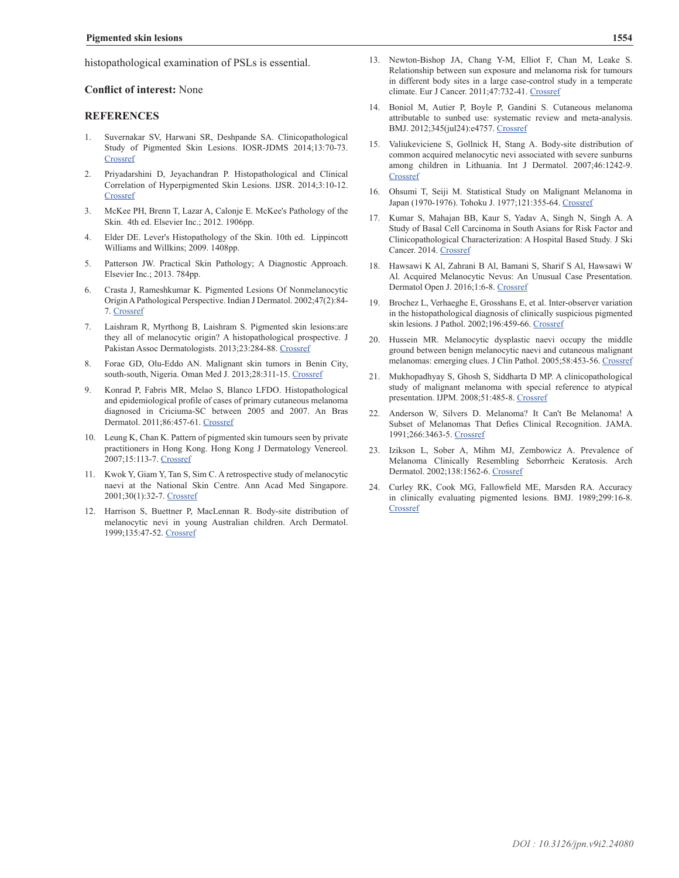histopathological examination of PSLs is essential.

**Conflict of interest:** None

## REFERENCES

1. Suvernakar SV, Harwani SR, Deshpande SA. Clinicopathological Study of Pigmented Skin Lesions. IOSR-JDMS 2014;13:70-73. Crossref
2. Priyadarshini D, Jeyachandran P. Histopathological and Clinical Correlation of Hyperpigmented Skin Lesions. IJSR. 2014;3:10-12. Crossref
3. McKee PH, Brenn T, Lazar A, Calonje E. McKee's Pathology of the Skin. 4th ed. Elsevier Inc.; 2012. 1906pp.
4. Elder DE. Lever's Histopathology of the Skin. 10th ed. Lippincott Williams and Willkins; 2009. 1408pp.
5. Patterson JW. Practical Skin Pathology; A Diagnostic Approach. Elsevier Inc.; 2013. 784pp.
6. Crasta J, Rameshkumar K. Pigmented Lesions Of Nonmelanocytic Origin A Pathological Perspective. Indian J Dermatol. 2002;47(2):84-7. Crossref
7. Laishram R, Myrthong B, Laishram S. Pigmented skin lesions:are they all of melanocytic origin? A histopathological prospective. J Pakistan Assoc Dermatologists. 2013;23:284-88. Crossref
8. Forae GD, Olu-Eddo AN. Malignant skin tumors in Benin City, south-south, Nigeria. Oman Med J. 2013;28:311-15. Crossref
9. Konrad P, Fabris MR, Melao S, Blanco LFDO. Histopathological and epidemiological profile of cases of primary cutaneous melanoma diagnosed in Criciuma-SC between 2005 and 2007. An Bras Dermatol. 2011;86:457-61. Crossref
10. Leung K, Chan K. Pattern of pigmented skin tumours seen by private practitioners in Hong Kong. Hong Kong J Dermatology Venereol. 2007;15:113-7. Crossref
11. Kwok Y, Giam Y, Tan S, Sim C. A retrospective study of melanocytic naevi at the National Skin Centre. Ann Acad Med Singapore. 2001;30(1):32-7. Crossref
12. Harrison S, Buettner P, MacLennan R. Body-site distribution of melanocytic nevi in young Australian children. Arch Dermatol. 1999;135:47-52. Crossref
13. Newton-Bishop JA, Chang Y-M, Elliot F, Chan M, Leake S. Relationship between sun exposure and melanoma risk for tumours in different body sites in a large case-control study in a temperate climate. Eur J Cancer. 2011;47:732-41. Crossref
14. Boniol M, Autier P, Boyle P, Gandini S. Cutaneous melanoma attributable to sunbed use: systematic review and meta-analysis. BMJ. 2012;345(jul24):e4757. Crossref
15. Valiukeviciene S, Gollnick H, Stang A. Body-site distribution of common acquired melanocytic nevi associated with severe sunburns among children in Lithuania. Int J Dermatol. 2007;46:1242-9. Crossref
16. Ohsumi T, Seiji M. Statistical Study on Malignant Melanoma in Japan (1970-1976). Tohoku J. 1977;121:355-64. Crossref
17. Kumar S, Mahajan BB, Kaur S, Singh N, Yadav A, Singh A. A Study of Basal Cell Carcinoma in South Asians for Risk Factor and Clinicopathological Characterization: A Hospital Based Study. J Ski Cancer. 2014. Crossref
18. Hawsawi K Al, Zahrani B Al, Bamani S, Sharif S Al, Hawsawi W Al. Acquired Melanocytic Nevus: An Unusual Case Presentation. Dermatol Open J. 2016;1:6-8. Crossref
19. Brochez L, Verhaeghe E, Grosshans E, et al. Inter-observer variation in the histopathological diagnosis of clinically suspicious pigmented skin lesions. J Pathol. 2002;196:459-66. Crossref
20. Hussein MR. Melanocytic dysplastic naevi occupy the middle ground between benign melanocytic naevi and cutaneous malignant melanomas: emerging clues. J Clin Pathol. 2005;58:453-56. Crossref
21. Mukhopadhyay S, Ghosh S, Siddharta D MP. A clinicopathological study of malignant melanoma with special reference to atypical presentation. IJPM. 2008;51:485-8. Crossref
22. Anderson W, Silvers D. Melanoma? It Can't Be Melanoma! A Subset of Melanomas That Defies Clinical Recognition. JAMA. 1991;266:3463-5. Crossref
23. Izikson L, Sober A, Mihm MJ, Zembowicz A. Prevalence of Melanoma Clinically Resembling Seborrheic Keratosis. Arch Dermatol. 2002;138:1562-6. Crossref
24. Curley RK, Cook MG, Fallowfield ME, Marsden RA. Accuracy in clinically evaluating pigmented lesions. BMJ. 1989;299:16-8. Crossref